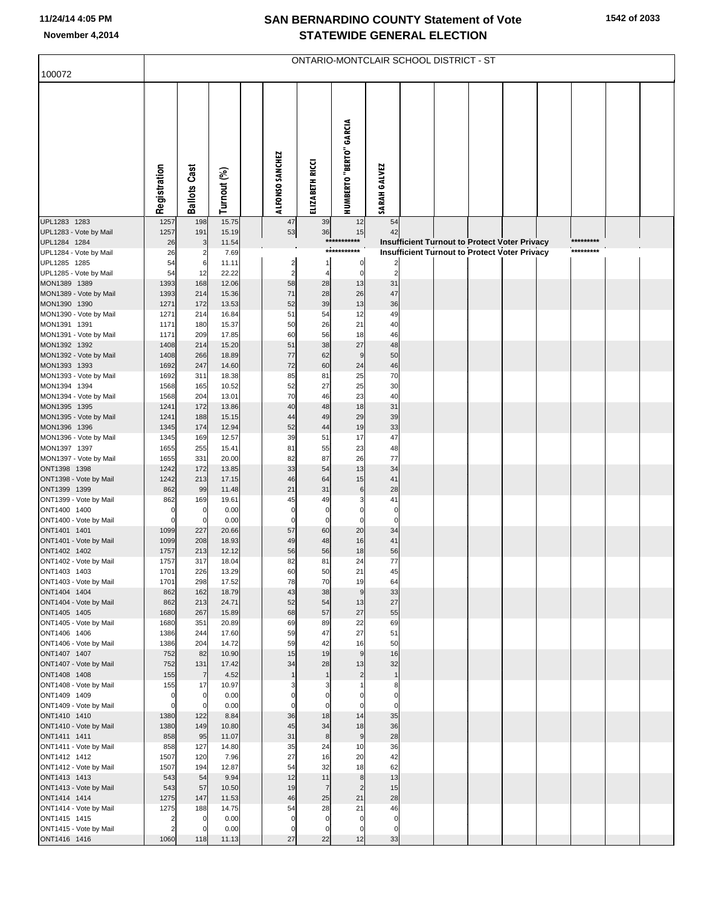# SAN BERNARDINO COUNTY Statement of Vote
## STATEWIDE GENERAL ELECTION

November 4,2014

ONTARIO-MONTCLAIR SCHOOL DISTRICT - ST

100072

| | Registration | Ballots Cast | Turnout (%) | | ALFONSO SANCHEZ | ELIZABETH RICCI | HUMBERTO "BERTO" GARCIA | SARAH GALVEZ |
|---|---|---|---|---|---|---|---|---|
| UPL1283 1283 | 1257 | 198 | 15.75 | | 47 | 39 | 12 | 54 |
| UPL1283 - Vote by Mail | 1257 | 191 | 15.19 | | 53 | 36 | 15 | 42 |
| UPL1284 1284 | 26 | 3 | 11.54 | | | | *********** | Insufficient Turnout to Protect Voter Privacy ********* |
| UPL1284 - Vote by Mail | 26 | 2 | 7.69 | | | | *********** | Insufficient Turnout to Protect Voter Privacy ********* |
| UPL1285 1285 | 54 | 6 | 11.11 | | 2 | 1 | 0 | 2 |
| UPL1285 - Vote by Mail | 54 | 12 | 22.22 | | 2 | 4 | 0 | 2 |
| MON1389 1389 | 1393 | 168 | 12.06 | | 58 | 28 | 13 | 31 |
| MON1389 - Vote by Mail | 1393 | 214 | 15.36 | | 71 | 28 | 26 | 47 |
| MON1390 1390 | 1271 | 172 | 13.53 | | 52 | 39 | 13 | 36 |
| MON1390 - Vote by Mail | 1271 | 214 | 16.84 | | 51 | 54 | 12 | 49 |
| MON1391 1391 | 1171 | 180 | 15.37 | | 50 | 26 | 21 | 40 |
| MON1391 - Vote by Mail | 1171 | 209 | 17.85 | | 60 | 56 | 18 | 46 |
| MON1392 1392 | 1408 | 214 | 15.20 | | 51 | 38 | 27 | 48 |
| MON1392 - Vote by Mail | 1408 | 266 | 18.89 | | 77 | 62 | 9 | 50 |
| MON1393 1393 | 1692 | 247 | 14.60 | | 72 | 60 | 24 | 46 |
| MON1393 - Vote by Mail | 1692 | 311 | 18.38 | | 85 | 81 | 25 | 70 |
| MON1394 1394 | 1568 | 165 | 10.52 | | 52 | 27 | 25 | 30 |
| MON1394 - Vote by Mail | 1568 | 204 | 13.01 | | 70 | 46 | 23 | 40 |
| MON1395 1395 | 1241 | 172 | 13.86 | | 40 | 48 | 18 | 31 |
| MON1395 - Vote by Mail | 1241 | 188 | 15.15 | | 44 | 49 | 29 | 39 |
| MON1396 1396 | 1345 | 174 | 12.94 | | 52 | 44 | 19 | 33 |
| MON1396 - Vote by Mail | 1345 | 169 | 12.57 | | 39 | 51 | 17 | 47 |
| MON1397 1397 | 1655 | 255 | 15.41 | | 81 | 55 | 23 | 48 |
| MON1397 - Vote by Mail | 1655 | 331 | 20.00 | | 82 | 87 | 26 | 77 |
| ONT1398 1398 | 1242 | 172 | 13.85 | | 33 | 54 | 13 | 34 |
| ONT1398 - Vote by Mail | 1242 | 213 | 17.15 | | 46 | 64 | 15 | 41 |
| ONT1399 1399 | 862 | 99 | 11.48 | | 21 | 31 | 6 | 28 |
| ONT1399 - Vote by Mail | 862 | 169 | 19.61 | | 45 | 49 | 3 | 41 |
| ONT1400 1400 | 0 | 0 | 0.00 | | 0 | 0 | 0 | 0 |
| ONT1400 - Vote by Mail | 0 | 0 | 0.00 | | 0 | 0 | 0 | 0 |
| ONT1401 1401 | 1099 | 227 | 20.66 | | 57 | 60 | 20 | 34 |
| ONT1401 - Vote by Mail | 1099 | 208 | 18.93 | | 49 | 48 | 16 | 41 |
| ONT1402 1402 | 1757 | 213 | 12.12 | | 56 | 56 | 18 | 56 |
| ONT1402 - Vote by Mail | 1757 | 317 | 18.04 | | 82 | 81 | 24 | 77 |
| ONT1403 1403 | 1701 | 226 | 13.29 | | 60 | 50 | 21 | 45 |
| ONT1403 - Vote by Mail | 1701 | 298 | 17.52 | | 78 | 70 | 19 | 64 |
| ONT1404 1404 | 862 | 162 | 18.79 | | 43 | 38 | 9 | 33 |
| ONT1404 - Vote by Mail | 862 | 213 | 24.71 | | 52 | 54 | 13 | 27 |
| ONT1405 1405 | 1680 | 267 | 15.89 | | 68 | 57 | 27 | 55 |
| ONT1405 - Vote by Mail | 1680 | 351 | 20.89 | | 69 | 89 | 22 | 69 |
| ONT1406 1406 | 1386 | 244 | 17.60 | | 59 | 47 | 27 | 51 |
| ONT1406 - Vote by Mail | 1386 | 204 | 14.72 | | 59 | 42 | 16 | 50 |
| ONT1407 1407 | 752 | 82 | 10.90 | | 15 | 19 | 9 | 16 |
| ONT1407 - Vote by Mail | 752 | 131 | 17.42 | | 34 | 28 | 13 | 32 |
| ONT1408 1408 | 155 | 7 | 4.52 | | 1 | 1 | 2 | 1 |
| ONT1408 - Vote by Mail | 155 | 17 | 10.97 | | 3 | 3 | 1 | 8 |
| ONT1409 1409 | 0 | 0 | 0.00 | | 0 | 0 | 0 | 0 |
| ONT1409 - Vote by Mail | 0 | 0 | 0.00 | | 0 | 0 | 0 | 0 |
| ONT1410 1410 | 1380 | 122 | 8.84 | | 36 | 18 | 14 | 35 |
| ONT1410 - Vote by Mail | 1380 | 149 | 10.80 | | 45 | 34 | 18 | 36 |
| ONT1411 1411 | 858 | 95 | 11.07 | | 31 | 8 | 9 | 28 |
| ONT1411 - Vote by Mail | 858 | 127 | 14.80 | | 35 | 24 | 10 | 36 |
| ONT1412 1412 | 1507 | 120 | 7.96 | | 27 | 16 | 20 | 42 |
| ONT1412 - Vote by Mail | 1507 | 194 | 12.87 | | 54 | 32 | 18 | 62 |
| ONT1413 1413 | 543 | 54 | 9.94 | | 12 | 11 | 8 | 13 |
| ONT1413 - Vote by Mail | 543 | 57 | 10.50 | | 19 | 7 | 2 | 15 |
| ONT1414 1414 | 1275 | 147 | 11.53 | | 46 | 25 | 21 | 28 |
| ONT1414 - Vote by Mail | 1275 | 188 | 14.75 | | 54 | 28 | 21 | 46 |
| ONT1415 1415 | 2 | 0 | 0.00 | | 0 | 0 | 0 | 0 |
| ONT1415 - Vote by Mail | 2 | 0 | 0.00 | | 0 | 0 | 0 | 0 |
| ONT1416 1416 | 1060 | 118 | 11.13 | | 27 | 22 | 12 | 33 |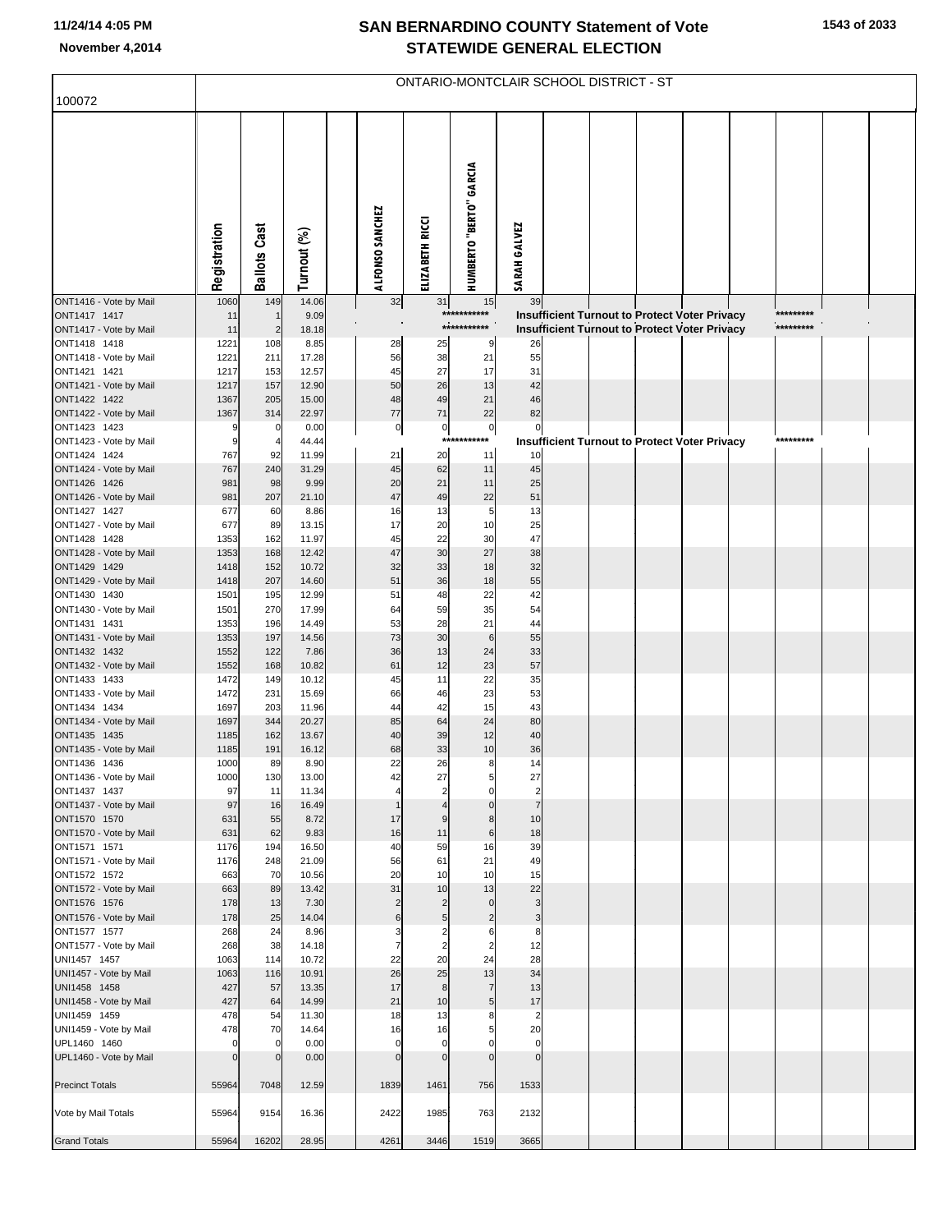## ONTARIO-MONTCLAIR SCHOOL DISTRICT - ST

100072

| | Registration | Ballots Cast | Turnout (%) | ALFONSO SANCHEZ | ELIZABETH RICCI | HUMBERTO "BERTO" GARCIA | SARAH GALVEZ |
|---|---|---|---|---|---|---|---|
| ONT1416 - Vote by Mail | 1060 | 149 | 14.06 | 32 | 31 | 15 | 39 |
| ONT1417 1417 | 11 | 1 | 9.09 | | | *********** Insufficient Turnout to Protect Voter Privacy ********* | |
| ONT1417 - Vote by Mail | 11 | 2 | 18.18 | | | *********** Insufficient Turnout to Protect Voter Privacy ********* | |
| ONT1418 1418 | 1221 | 108 | 8.85 | 28 | 25 | 9 | 26 |
| ONT1418 - Vote by Mail | 1221 | 211 | 17.28 | 56 | 38 | 21 | 55 |
| ONT1421 1421 | 1217 | 153 | 12.57 | 45 | 27 | 17 | 31 |
| ONT1421 - Vote by Mail | 1217 | 157 | 12.90 | 50 | 26 | 13 | 42 |
| ONT1422 1422 | 1367 | 205 | 15.00 | 48 | 49 | 21 | 46 |
| ONT1422 - Vote by Mail | 1367 | 314 | 22.97 | 77 | 71 | 22 | 82 |
| ONT1423 1423 | 9 | 0 | 0.00 | 0 | 0 | 0 | 0 |
| ONT1423 - Vote by Mail | 9 | 4 | 44.44 | | | *********** Insufficient Turnout to Protect Voter Privacy ********* | |
| ONT1424 1424 | 767 | 92 | 11.99 | 21 | 20 | 11 | 10 |
| ONT1424 - Vote by Mail | 767 | 240 | 31.29 | 45 | 62 | 11 | 45 |
| ONT1426 1426 | 981 | 98 | 9.99 | 20 | 21 | 11 | 25 |
| ONT1426 - Vote by Mail | 981 | 207 | 21.10 | 47 | 49 | 22 | 51 |
| ONT1427 1427 | 677 | 60 | 8.86 | 16 | 13 | 5 | 13 |
| ONT1427 - Vote by Mail | 677 | 89 | 13.15 | 17 | 20 | 10 | 25 |
| ONT1428 1428 | 1353 | 162 | 11.97 | 45 | 22 | 30 | 47 |
| ONT1428 - Vote by Mail | 1353 | 168 | 12.42 | 47 | 30 | 27 | 38 |
| ONT1429 1429 | 1418 | 152 | 10.72 | 32 | 33 | 18 | 32 |
| ONT1429 - Vote by Mail | 1418 | 207 | 14.60 | 51 | 36 | 18 | 55 |
| ONT1430 1430 | 1501 | 195 | 12.99 | 51 | 48 | 22 | 42 |
| ONT1430 - Vote by Mail | 1501 | 270 | 17.99 | 64 | 59 | 35 | 54 |
| ONT1431 1431 | 1353 | 196 | 14.49 | 53 | 28 | 21 | 44 |
| ONT1431 - Vote by Mail | 1353 | 197 | 14.56 | 73 | 30 | 6 | 55 |
| ONT1432 1432 | 1552 | 122 | 7.86 | 36 | 13 | 24 | 33 |
| ONT1432 - Vote by Mail | 1552 | 168 | 10.82 | 61 | 12 | 23 | 57 |
| ONT1433 1433 | 1472 | 149 | 10.12 | 45 | 11 | 22 | 35 |
| ONT1433 - Vote by Mail | 1472 | 231 | 15.69 | 66 | 46 | 23 | 53 |
| ONT1434 1434 | 1697 | 203 | 11.96 | 44 | 42 | 15 | 43 |
| ONT1434 - Vote by Mail | 1697 | 344 | 20.27 | 85 | 64 | 24 | 80 |
| ONT1435 1435 | 1185 | 162 | 13.67 | 40 | 39 | 12 | 40 |
| ONT1435 - Vote by Mail | 1185 | 191 | 16.12 | 68 | 33 | 10 | 36 |
| ONT1436 1436 | 1000 | 89 | 8.90 | 22 | 26 | 8 | 14 |
| ONT1436 - Vote by Mail | 1000 | 130 | 13.00 | 42 | 27 | 5 | 27 |
| ONT1437 1437 | 97 | 11 | 11.34 | 4 | 2 | 0 | 2 |
| ONT1437 - Vote by Mail | 97 | 16 | 16.49 | 1 | 4 | 0 | 7 |
| ONT1570 1570 | 631 | 55 | 8.72 | 17 | 9 | 8 | 10 |
| ONT1570 - Vote by Mail | 631 | 62 | 9.83 | 16 | 11 | 6 | 18 |
| ONT1571 1571 | 1176 | 194 | 16.50 | 40 | 59 | 16 | 39 |
| ONT1571 - Vote by Mail | 1176 | 248 | 21.09 | 56 | 61 | 21 | 49 |
| ONT1572 1572 | 663 | 70 | 10.56 | 20 | 10 | 10 | 15 |
| ONT1572 - Vote by Mail | 663 | 89 | 13.42 | 31 | 10 | 13 | 22 |
| ONT1576 1576 | 178 | 13 | 7.30 | 2 | 2 | 0 | 3 |
| ONT1576 - Vote by Mail | 178 | 25 | 14.04 | 6 | 5 | 2 | 3 |
| ONT1577 1577 | 268 | 24 | 8.96 | 3 | 2 | 6 | 8 |
| ONT1577 - Vote by Mail | 268 | 38 | 14.18 | 7 | 2 | 2 | 12 |
| UNI1457 1457 | 1063 | 114 | 10.72 | 22 | 20 | 24 | 28 |
| UNI1457 - Vote by Mail | 1063 | 116 | 10.91 | 26 | 25 | 13 | 34 |
| UNI1458 1458 | 427 | 57 | 13.35 | 17 | 8 | 7 | 13 |
| UNI1458 - Vote by Mail | 427 | 64 | 14.99 | 21 | 10 | 5 | 17 |
| UNI1459 1459 | 478 | 54 | 11.30 | 18 | 13 | 8 | 2 |
| UNI1459 - Vote by Mail | 478 | 70 | 14.64 | 16 | 16 | 5 | 20 |
| UPL1460 1460 | 0 | 0 | 0.00 | 0 | 0 | 0 | 0 |
| UPL1460 - Vote by Mail | 0 | 0 | 0.00 | 0 | 0 | 0 | 0 |
| Precinct Totals | 55964 | 7048 | 12.59 | 1839 | 1461 | 756 | 1533 |
| Vote by Mail Totals | 55964 | 9154 | 16.36 | 2422 | 1985 | 763 | 2132 |
| Grand Totals | 55964 | 16202 | 28.95 | 4261 | 3446 | 1519 | 3665 |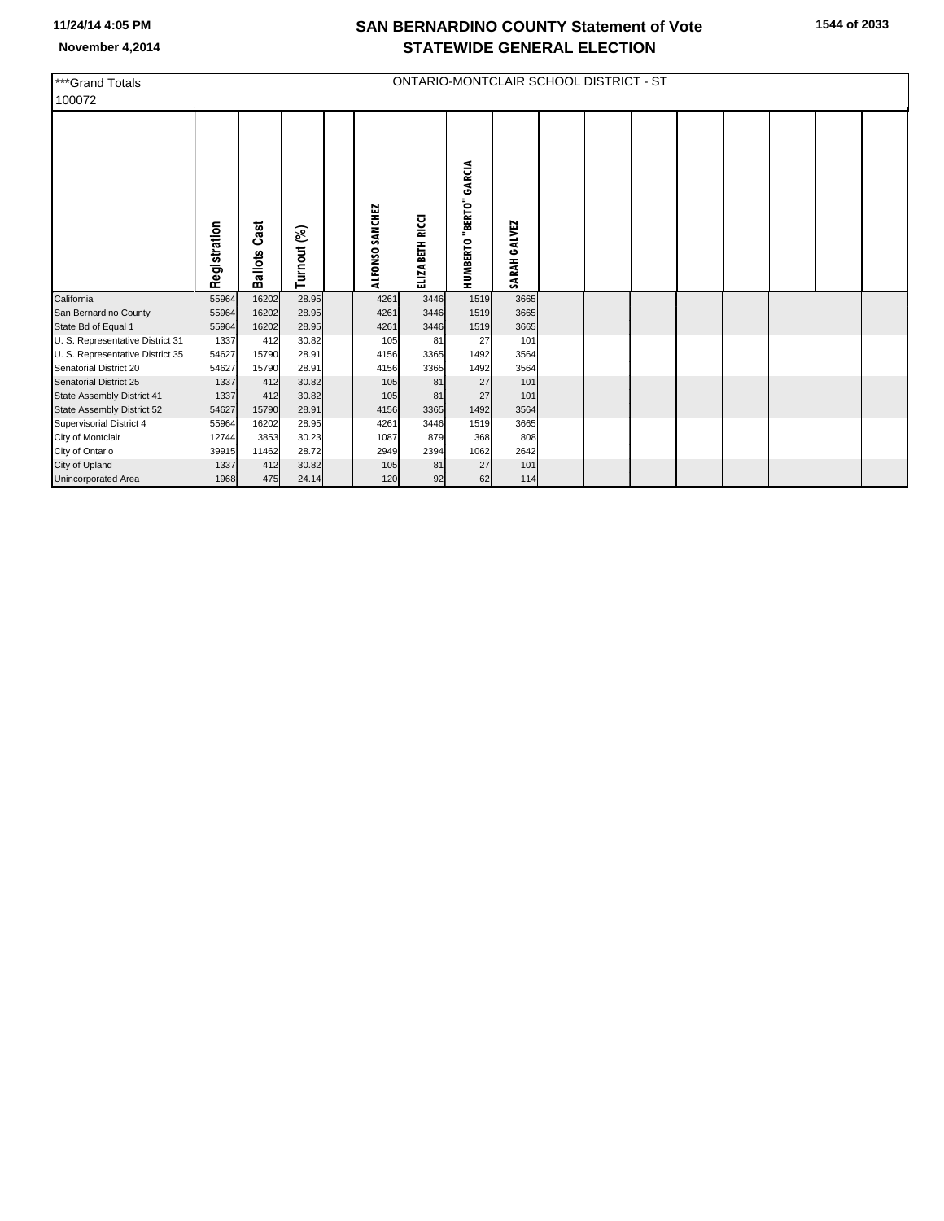# SAN BERNARDINO COUNTY Statement of Vote
## STATEWIDE GENERAL ELECTION

November 4,2014

***Grand Totals
100072

ONTARIO-MONTCLAIR SCHOOL DISTRICT - ST

| | Registration | Ballots Cast | Turnout (%) | | ALFONSO SANCHEZ | ELIZABETH RICCI | HUMBERTO "BERTO" GARCIA | SARAH GALVEZ |
|---|---|---|---|---|---|---|---|---|
| California | 55964 | 16202 | 28.95 | | 4261 | 3446 | 1519 | 3665 |
| San Bernardino County | 55964 | 16202 | 28.95 | | 4261 | 3446 | 1519 | 3665 |
| State Bd of Equal 1 | 55964 | 16202 | 28.95 | | 4261 | 3446 | 1519 | 3665 |
| U. S. Representative District 31 | 1337 | 412 | 30.82 | | 105 | 81 | 27 | 101 |
| U. S. Representative District 35 | 54627 | 15790 | 28.91 | | 4156 | 3365 | 1492 | 3564 |
| Senatorial District 20 | 54627 | 15790 | 28.91 | | 4156 | 3365 | 1492 | 3564 |
| Senatorial District 25 | 1337 | 412 | 30.82 | | 105 | 81 | 27 | 101 |
| State Assembly District 41 | 1337 | 412 | 30.82 | | 105 | 81 | 27 | 101 |
| State Assembly District 52 | 54627 | 15790 | 28.91 | | 4156 | 3365 | 1492 | 3564 |
| Supervisorial District 4 | 55964 | 16202 | 28.95 | | 4261 | 3446 | 1519 | 3665 |
| City of Montclair | 12744 | 3853 | 30.23 | | 1087 | 879 | 368 | 808 |
| City of Ontario | 39915 | 11462 | 28.72 | | 2949 | 2394 | 1062 | 2642 |
| City of Upland | 1337 | 412 | 30.82 | | 105 | 81 | 27 | 101 |
| Unincorporated Area | 1968 | 475 | 24.14 | | 120 | 92 | 62 | 114 |